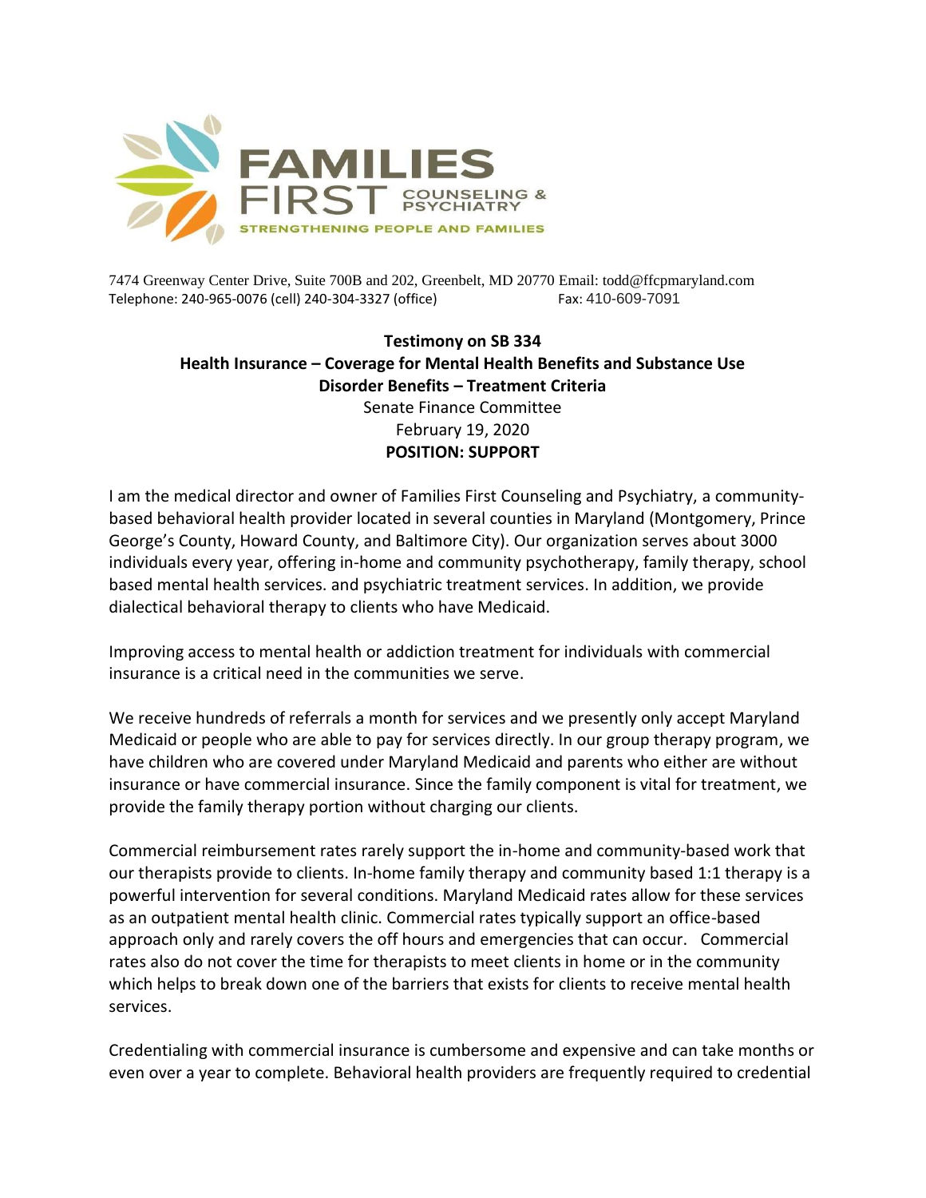7474 Greenway Center Drive, Suite 700B and 202, Greenbelt, MD 20770 Email: todd@ffcpmaryland.com
Telephone: 240-965-0076 (cell) 240-304-3327 (office) Fax: 410-609-7091

**Testimony on SB 334**
**Health Insurance – Coverage for Mental Health Benefits and Substance Use Disorder Benefits – Treatment Criteria**
Senate Finance Committee
February 19, 2020
**POSITION: SUPPORT**

I am the medical director and owner of Families First Counseling and Psychiatry, a community-based behavioral health provider located in several counties in Maryland (Montgomery, Prince George's County, Howard County, and Baltimore City). Our organization serves about 3000 individuals every year, offering in-home and community psychotherapy, family therapy, school based mental health services. and psychiatric treatment services. In addition, we provide dialectical behavioral therapy to clients who have Medicaid.

Improving access to mental health or addiction treatment for individuals with commercial insurance is a critical need in the communities we serve.

We receive hundreds of referrals a month for services and we presently only accept Maryland Medicaid or people who are able to pay for services directly. In our group therapy program, we have children who are covered under Maryland Medicaid and parents who either are without insurance or have commercial insurance. Since the family component is vital for treatment, we provide the family therapy portion without charging our clients.

Commercial reimbursement rates rarely support the in-home and community-based work that our therapists provide to clients. In-home family therapy and community based 1:1 therapy is a powerful intervention for several conditions. Maryland Medicaid rates allow for these services as an outpatient mental health clinic. Commercial rates typically support an office-based approach only and rarely covers the off hours and emergencies that can occur. Commercial rates also do not cover the time for therapists to meet clients in home or in the community which helps to break down one of the barriers that exists for clients to receive mental health services.

Credentialing with commercial insurance is cumbersome and expensive and can take months or even over a year to complete. Behavioral health providers are frequently required to credential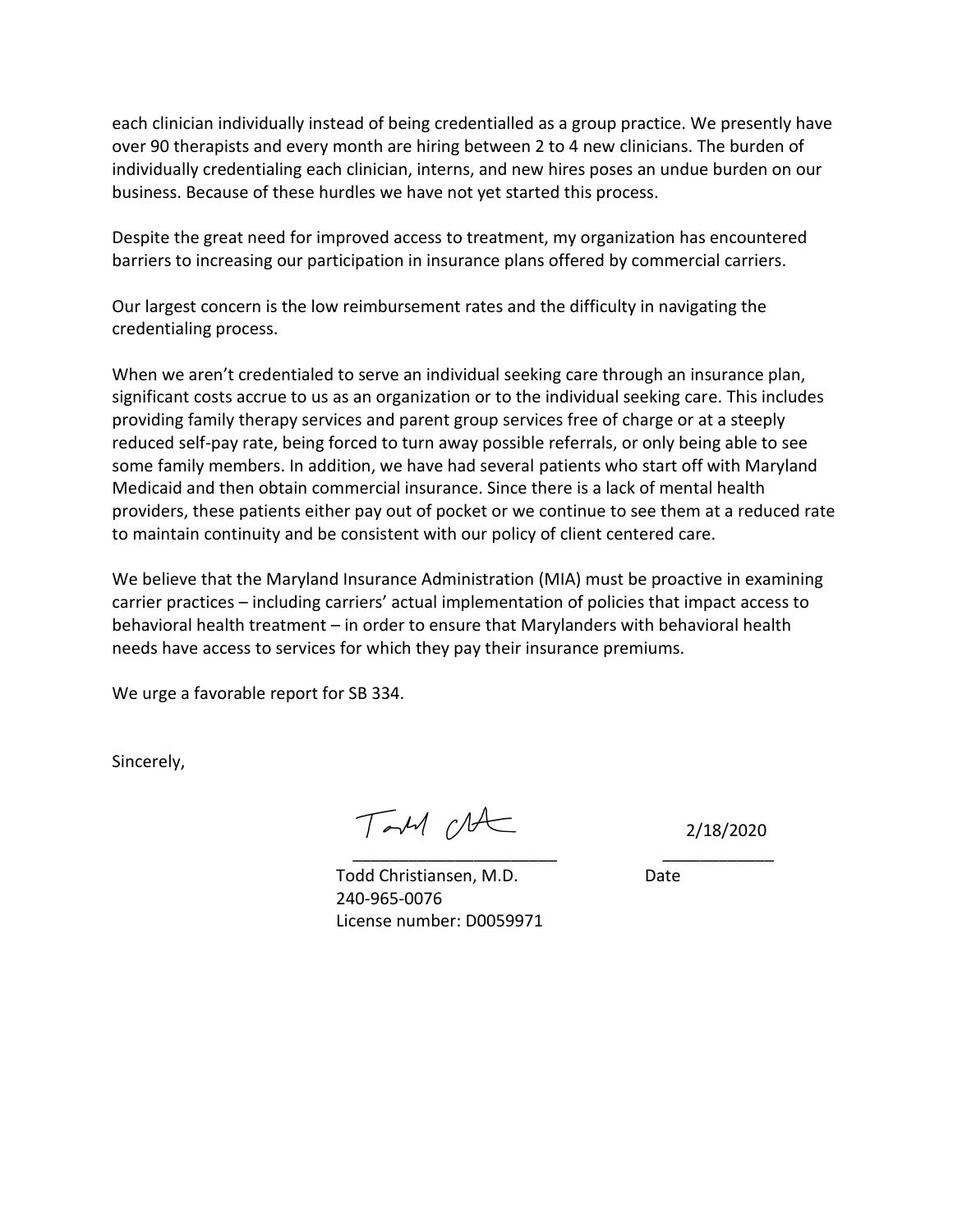each clinician individually instead of being credentialled as a group practice. We presently have over 90 therapists and every month are hiring between 2 to 4 new clinicians. The burden of individually credentialing each clinician, interns, and new hires poses an undue burden on our business. Because of these hurdles we have not yet started this process.

Despite the great need for improved access to treatment, my organization has encountered barriers to increasing our participation in insurance plans offered by commercial carriers.

Our largest concern is the low reimbursement rates and the difficulty in navigating the credentialing process.

When we aren't credentialed to serve an individual seeking care through an insurance plan, significant costs accrue to us as an organization or to the individual seeking care. This includes providing family therapy services and parent group services free of charge or at a steeply reduced self-pay rate, being forced to turn away possible referrals, or only being able to see some family members. In addition, we have had several patients who start off with Maryland Medicaid and then obtain commercial insurance. Since there is a lack of mental health providers, these patients either pay out of pocket or we continue to see them at a reduced rate to maintain continuity and be consistent with our policy of client centered care.

We believe that the Maryland Insurance Administration (MIA) must be proactive in examining carrier practices – including carriers' actual implementation of policies that impact access to behavioral health treatment – in order to ensure that Marylanders with behavioral health needs have access to services for which they pay their insurance premiums.

We urge a favorable report for SB 334.

Sincerely,

Todd Christiansen, M.D.
240-965-0076
License number: D0059971

Date: 2/18/2020